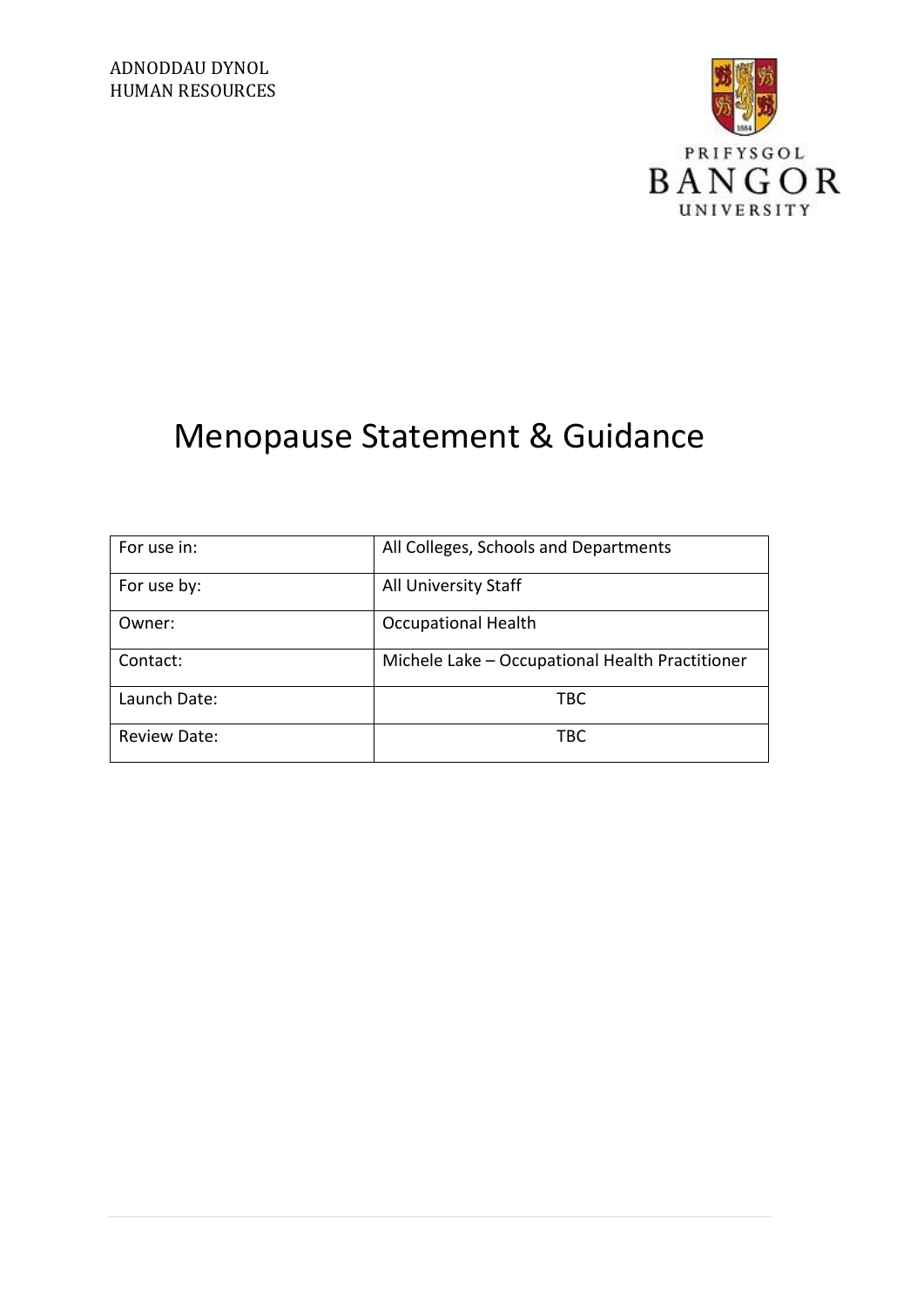ADNODDAU DYNOL
HUMAN RESOURCES

PRIFYSGOL
BANGOR
UNIVERSITY

# Menopause Statement & Guidance

| For use in: | All Colleges, Schools and Departments |
|---|---|
| For use by: | All University Staff |
| Owner: | Occupational Health |
| Contact: | Michele Lake – Occupational Health Practitioner |
| Launch Date: | TBC |
| Review Date: | TBC |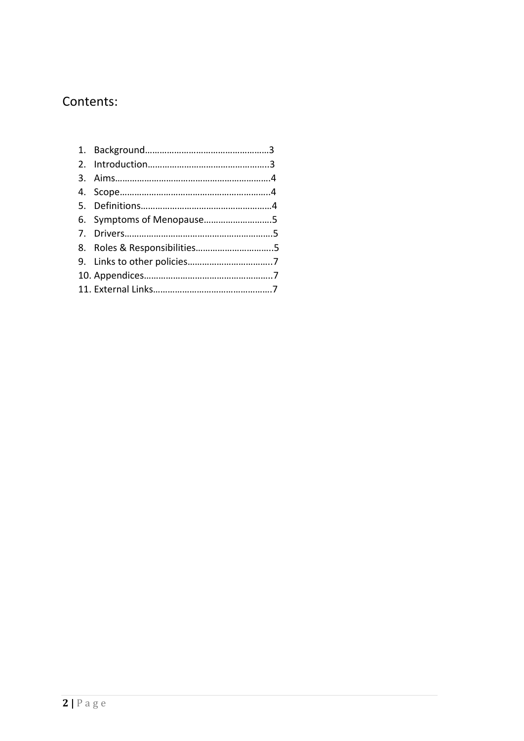## Contents:

1. Background……………………………………………3
2. Introduction…………………………………………..3
3. Aims……………………………………………………..4
4. Scope…………………………………………………..4
5. Definitions……………………………………………4
6. Symptoms of Menopause……………………….5
7. Drivers…………………………………………………5
8. Roles & Responsibilities…………………………..5
9. Links to other policies……………………………..7
10. Appendices……………………………………………..7
11. External Links…………………………………………7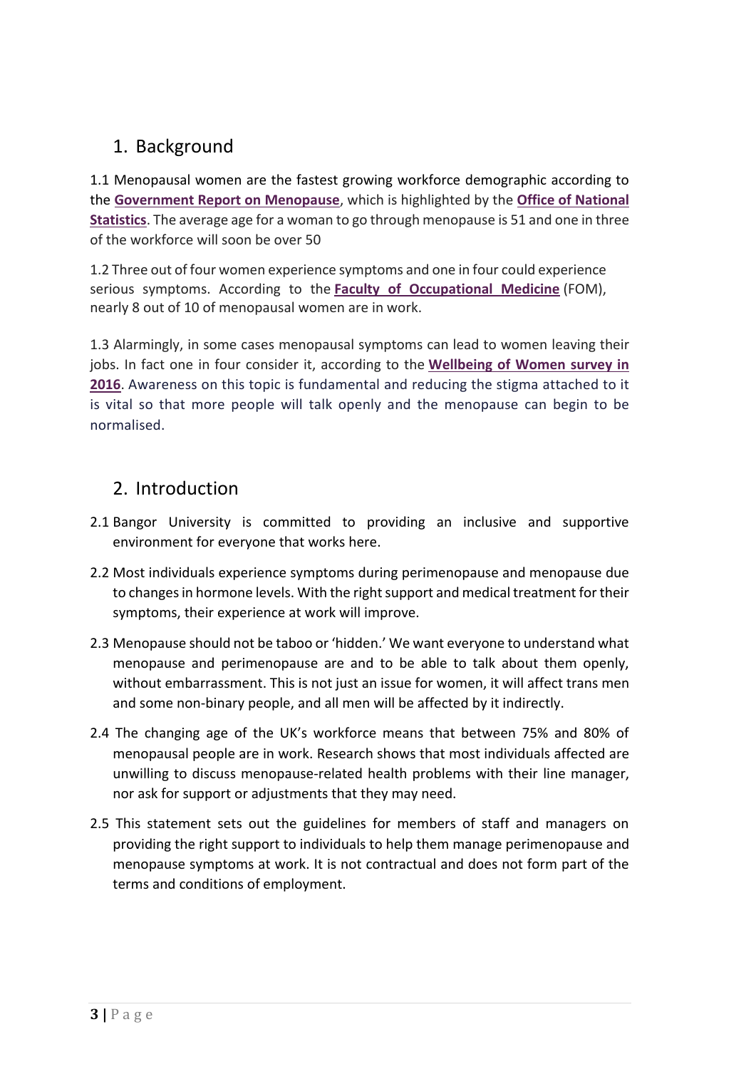## 1. Background

1.1 Menopausal women are the fastest growing workforce demographic according to the **Government Report on Menopause**, which is highlighted by the **Office of National Statistics**. The average age for a woman to go through menopause is 51 and one in three of the workforce will soon be over 50

1.2 Three out of four women experience symptoms and one in four could experience serious symptoms. According to the **Faculty of Occupational Medicine** (FOM), nearly 8 out of 10 of menopausal women are in work.

1.3 Alarmingly, in some cases menopausal symptoms can lead to women leaving their jobs. In fact one in four consider it, according to the **Wellbeing of Women survey in 2016**. Awareness on this topic is fundamental and reducing the stigma attached to it is vital so that more people will talk openly and the menopause can begin to be normalised.

## 2. Introduction

2.1 Bangor University is committed to providing an inclusive and supportive environment for everyone that works here.

2.2 Most individuals experience symptoms during perimenopause and menopause due to changes in hormone levels. With the right support and medical treatment for their symptoms, their experience at work will improve.

2.3 Menopause should not be taboo or 'hidden.' We want everyone to understand what menopause and perimenopause are and to be able to talk about them openly, without embarrassment. This is not just an issue for women, it will affect trans men and some non-binary people, and all men will be affected by it indirectly.

2.4 The changing age of the UK's workforce means that between 75% and 80% of menopausal people are in work. Research shows that most individuals affected are unwilling to discuss menopause-related health problems with their line manager, nor ask for support or adjustments that they may need.

2.5 This statement sets out the guidelines for members of staff and managers on providing the right support to individuals to help them manage perimenopause and menopause symptoms at work. It is not contractual and does not form part of the terms and conditions of employment.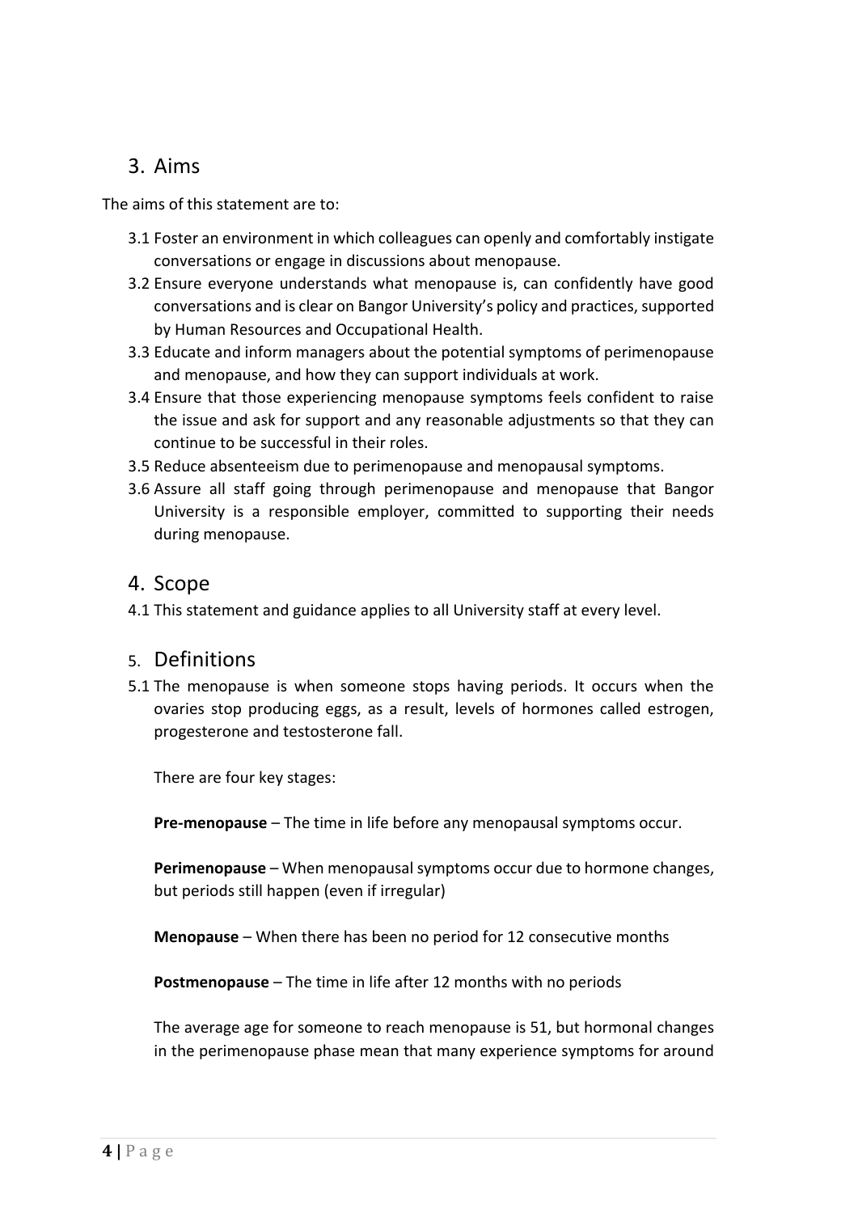## 3. Aims

The aims of this statement are to:

3.1 Foster an environment in which colleagues can openly and comfortably instigate conversations or engage in discussions about menopause.

3.2 Ensure everyone understands what menopause is, can confidently have good conversations and is clear on Bangor University's policy and practices, supported by Human Resources and Occupational Health.

3.3 Educate and inform managers about the potential symptoms of perimenopause and menopause, and how they can support individuals at work.

3.4 Ensure that those experiencing menopause symptoms feels confident to raise the issue and ask for support and any reasonable adjustments so that they can continue to be successful in their roles.

3.5 Reduce absenteeism due to perimenopause and menopausal symptoms.

3.6 Assure all staff going through perimenopause and menopause that Bangor University is a responsible employer, committed to supporting their needs during menopause.

## 4. Scope

4.1 This statement and guidance applies to all University staff at every level.

## 5. Definitions

5.1 The menopause is when someone stops having periods. It occurs when the ovaries stop producing eggs, as a result, levels of hormones called estrogen, progesterone and testosterone fall.

There are four key stages:

**Pre-menopause** – The time in life before any menopausal symptoms occur.

**Perimenopause** – When menopausal symptoms occur due to hormone changes, but periods still happen (even if irregular)

**Menopause** – When there has been no period for 12 consecutive months

**Postmenopause** – The time in life after 12 months with no periods

The average age for someone to reach menopause is 51, but hormonal changes in the perimenopause phase mean that many experience symptoms for around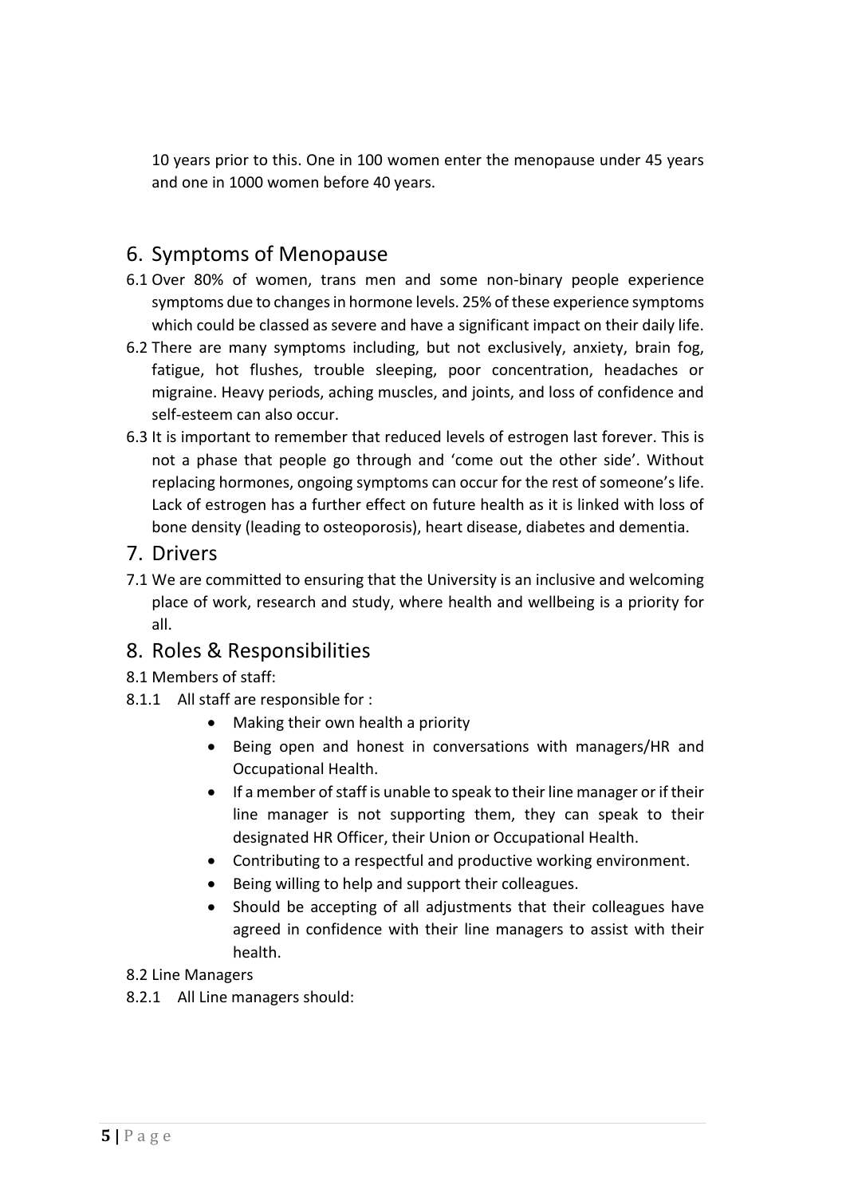10 years prior to this. One in 100 women enter the menopause under 45 years and one in 1000 women before 40 years.

## 6. Symptoms of Menopause

6.1 Over 80% of women, trans men and some non-binary people experience symptoms due to changes in hormone levels. 25% of these experience symptoms which could be classed as severe and have a significant impact on their daily life.

6.2 There are many symptoms including, but not exclusively, anxiety, brain fog, fatigue, hot flushes, trouble sleeping, poor concentration, headaches or migraine. Heavy periods, aching muscles, and joints, and loss of confidence and self-esteem can also occur.

6.3 It is important to remember that reduced levels of estrogen last forever. This is not a phase that people go through and 'come out the other side'. Without replacing hormones, ongoing symptoms can occur for the rest of someone's life. Lack of estrogen has a further effect on future health as it is linked with loss of bone density (leading to osteoporosis), heart disease, diabetes and dementia.

## 7. Drivers

7.1 We are committed to ensuring that the University is an inclusive and welcoming place of work, research and study, where health and wellbeing is a priority for all.

## 8. Roles & Responsibilities

8.1 Members of staff:

8.1.1 All staff are responsible for :

- Making their own health a priority
- Being open and honest in conversations with managers/HR and Occupational Health.
- If a member of staff is unable to speak to their line manager or if their line manager is not supporting them, they can speak to their designated HR Officer, their Union or Occupational Health.
- Contributing to a respectful and productive working environment.
- Being willing to help and support their colleagues.
- Should be accepting of all adjustments that their colleagues have agreed in confidence with their line managers to assist with their health.

8.2 Line Managers

8.2.1 All Line managers should: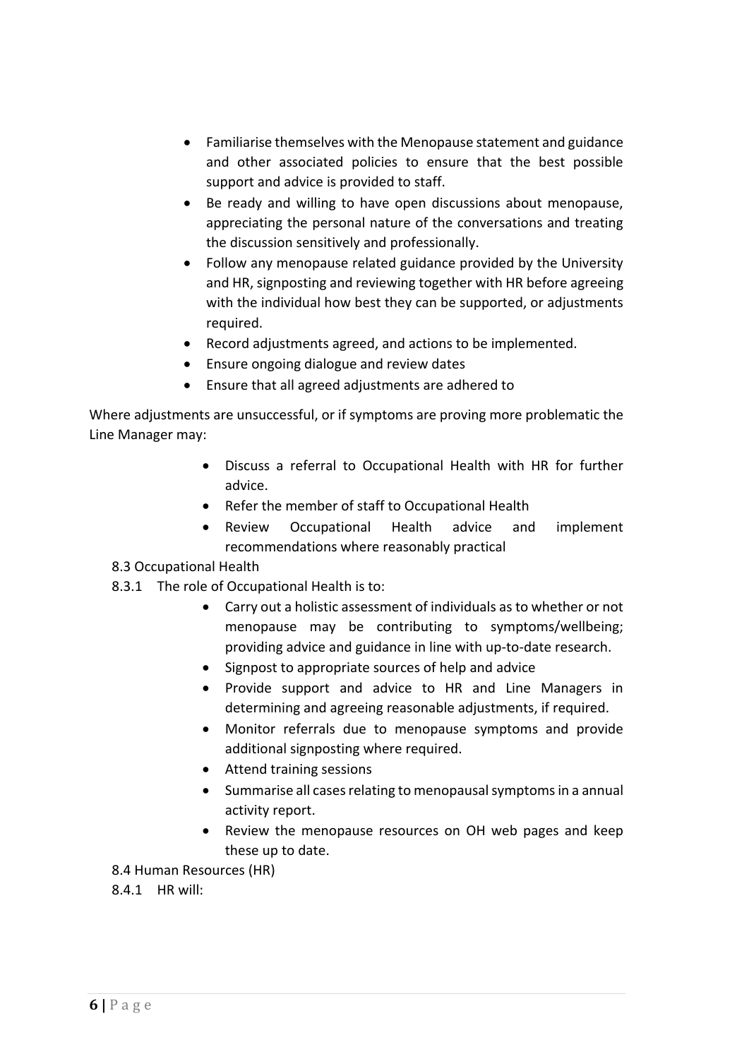- Familiarise themselves with the Menopause statement and guidance and other associated policies to ensure that the best possible support and advice is provided to staff.
- Be ready and willing to have open discussions about menopause, appreciating the personal nature of the conversations and treating the discussion sensitively and professionally.
- Follow any menopause related guidance provided by the University and HR, signposting and reviewing together with HR before agreeing with the individual how best they can be supported, or adjustments required.
- Record adjustments agreed, and actions to be implemented.
- Ensure ongoing dialogue and review dates
- Ensure that all agreed adjustments are adhered to

Where adjustments are unsuccessful, or if symptoms are proving more problematic the Line Manager may:

- Discuss a referral to Occupational Health with HR for further advice.
- Refer the member of staff to Occupational Health
- Review Occupational Health advice and implement recommendations where reasonably practical

8.3 Occupational Health

8.3.1 The role of Occupational Health is to:

- Carry out a holistic assessment of individuals as to whether or not menopause may be contributing to symptoms/wellbeing; providing advice and guidance in line with up-to-date research.
- Signpost to appropriate sources of help and advice
- Provide support and advice to HR and Line Managers in determining and agreeing reasonable adjustments, if required.
- Monitor referrals due to menopause symptoms and provide additional signposting where required.
- Attend training sessions
- Summarise all cases relating to menopausal symptoms in a annual activity report.
- Review the menopause resources on OH web pages and keep these up to date.

8.4 Human Resources (HR)

8.4.1 HR will: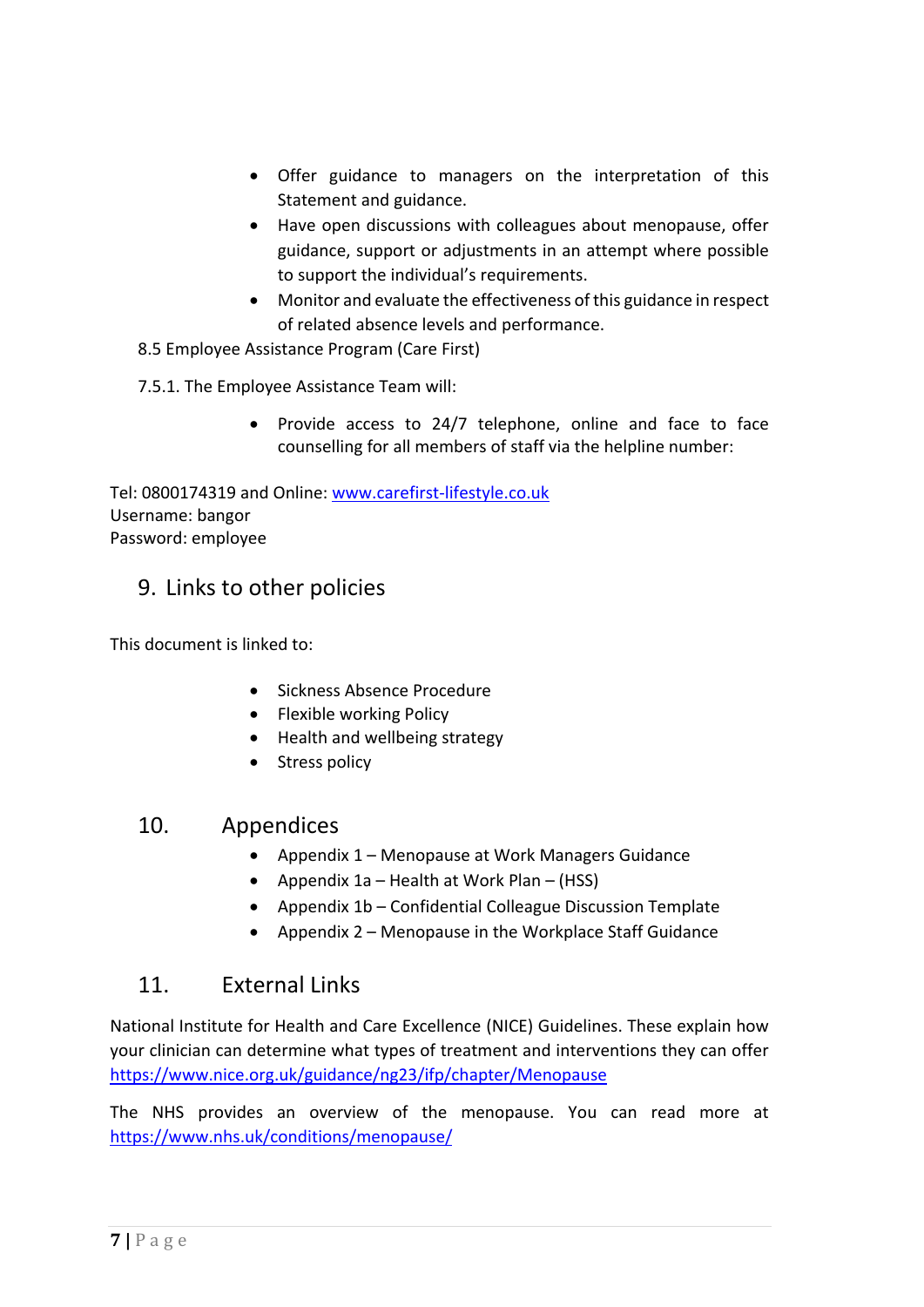- Offer guidance to managers on the interpretation of this Statement and guidance.
- Have open discussions with colleagues about menopause, offer guidance, support or adjustments in an attempt where possible to support the individual's requirements.
- Monitor and evaluate the effectiveness of this guidance in respect of related absence levels and performance.

8.5 Employee Assistance Program (Care First)

7.5.1. The Employee Assistance Team will:

- Provide access to 24/7 telephone, online and face to face counselling for all members of staff via the helpline number:

Tel: 0800174319 and Online: [www.carefirst-lifestyle.co.uk](www.carefirst-lifestyle.co.uk)
Username: bangor
Password: employee

## 9. Links to other policies

This document is linked to:

- Sickness Absence Procedure
- Flexible working Policy
- Health and wellbeing strategy
- Stress policy

## 10. Appendices

- Appendix 1 – Menopause at Work Managers Guidance
- Appendix 1a – Health at Work Plan – (HSS)
- Appendix 1b – Confidential Colleague Discussion Template
- Appendix 2 – Menopause in the Workplace Staff Guidance

## 11. External Links

National Institute for Health and Care Excellence (NICE) Guidelines. These explain how your clinician can determine what types of treatment and interventions they can offer [https://www.nice.org.uk/guidance/ng23/ifp/chapter/Menopause](https://www.nice.org.uk/guidance/ng23/ifp/chapter/Menopause)

The NHS provides an overview of the menopause. You can read more at [https://www.nhs.uk/conditions/menopause/](https://www.nhs.uk/conditions/menopause/)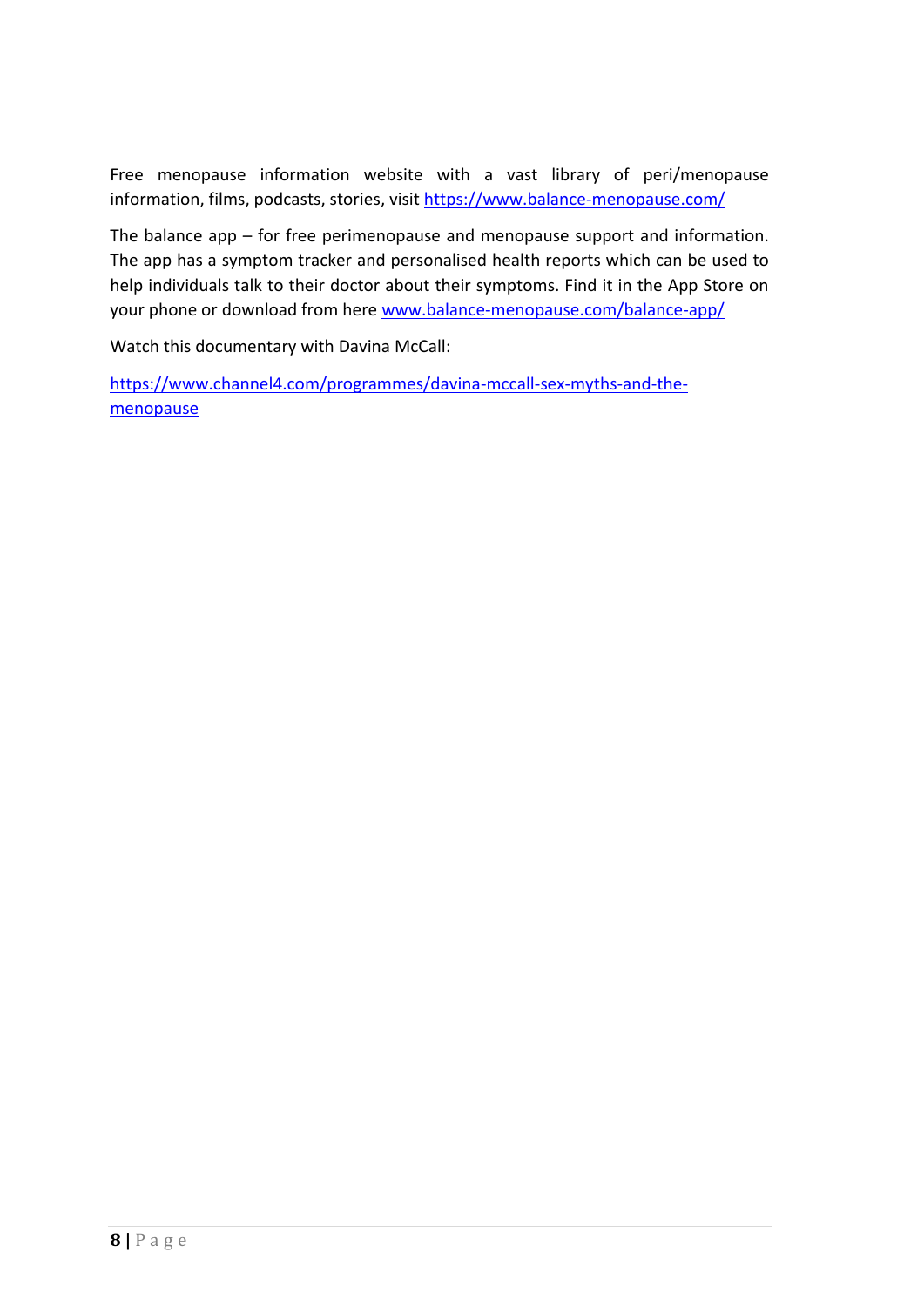Free menopause information website with a vast library of peri/menopause information, films, podcasts, stories, visit [https://www.balance-menopause.com/](https://www.balance-menopause.com/)

The balance app – for free perimenopause and menopause support and information. The app has a symptom tracker and personalised health reports which can be used to help individuals talk to their doctor about their symptoms. Find it in the App Store on your phone or download from here [www.balance-menopause.com/balance-app/](https://www.balance-menopause.com/balance-app/)

Watch this documentary with Davina McCall:

[https://www.channel4.com/programmes/davina-mccall-sex-myths-and-the-menopause](https://www.channel4.com/programmes/davina-mccall-sex-myths-and-the-menopause)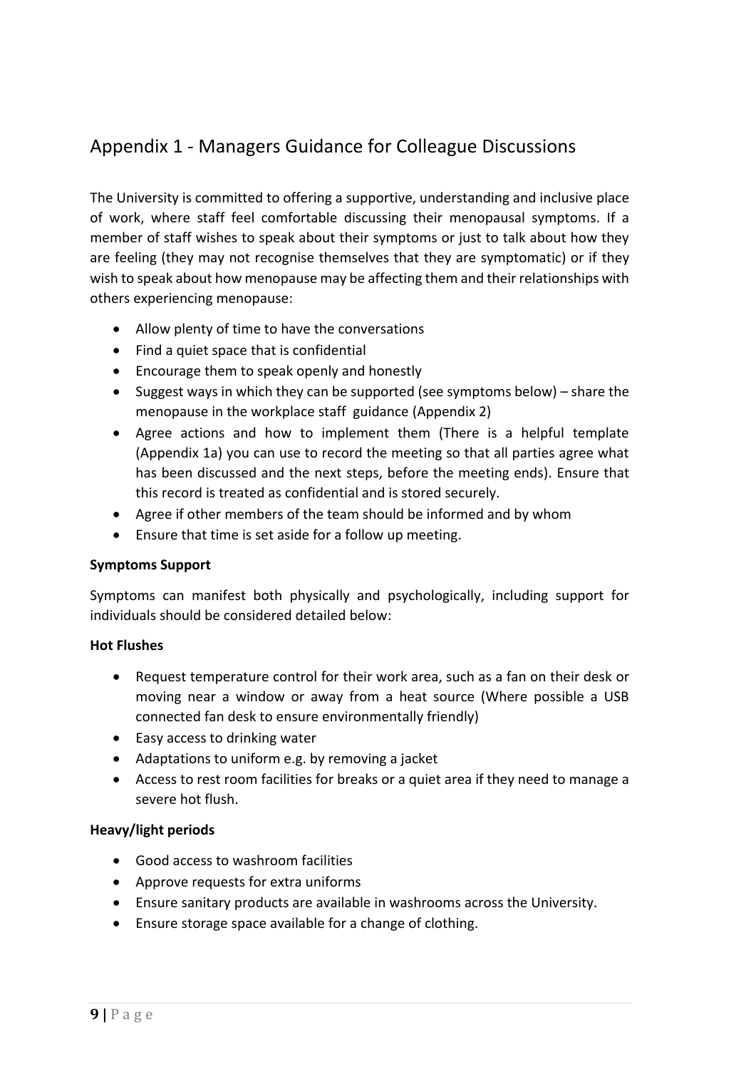## Appendix 1 - Managers Guidance for Colleague Discussions

The University is committed to offering a supportive, understanding and inclusive place of work, where staff feel comfortable discussing their menopausal symptoms. If a member of staff wishes to speak about their symptoms or just to talk about how they are feeling (they may not recognise themselves that they are symptomatic) or if they wish to speak about how menopause may be affecting them and their relationships with others experiencing menopause:

- Allow plenty of time to have the conversations
- Find a quiet space that is confidential
- Encourage them to speak openly and honestly
- Suggest ways in which they can be supported (see symptoms below) – share the menopause in the workplace staff guidance (Appendix 2)
- Agree actions and how to implement them (There is a helpful template (Appendix 1a) you can use to record the meeting so that all parties agree what has been discussed and the next steps, before the meeting ends). Ensure that this record is treated as confidential and is stored securely.
- Agree if other members of the team should be informed and by whom
- Ensure that time is set aside for a follow up meeting.

**Symptoms Support**

Symptoms can manifest both physically and psychologically, including support for individuals should be considered detailed below:

**Hot Flushes**

- Request temperature control for their work area, such as a fan on their desk or moving near a window or away from a heat source (Where possible a USB connected fan desk to ensure environmentally friendly)
- Easy access to drinking water
- Adaptations to uniform e.g. by removing a jacket
- Access to rest room facilities for breaks or a quiet area if they need to manage a severe hot flush.

**Heavy/light periods**

- Good access to washroom facilities
- Approve requests for extra uniforms
- Ensure sanitary products are available in washrooms across the University.
- Ensure storage space available for a change of clothing.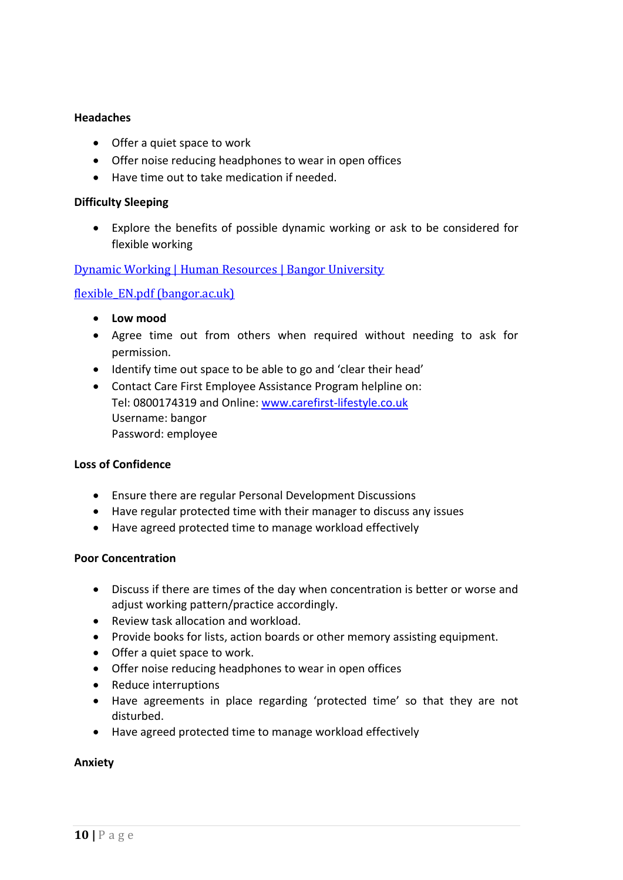**Headaches**

- Offer a quiet space to work
- Offer noise reducing headphones to wear in open offices
- Have time out to take medication if needed.

**Difficulty Sleeping**

- Explore the benefits of possible dynamic working or ask to be considered for flexible working

[Dynamic Working | Human Resources | Bangor University]

[flexible_EN.pdf (bangor.ac.uk)]

- **Low mood**
- Agree time out from others when required without needing to ask for permission.
- Identify time out space to be able to go and 'clear their head'
- Contact Care First Employee Assistance Program helpline on:
  Tel: 0800174319 and Online: www.carefirst-lifestyle.co.uk
  Username: bangor
  Password: employee

**Loss of Confidence**

- Ensure there are regular Personal Development Discussions
- Have regular protected time with their manager to discuss any issues
- Have agreed protected time to manage workload effectively

**Poor Concentration**

- Discuss if there are times of the day when concentration is better or worse and adjust working pattern/practice accordingly.
- Review task allocation and workload.
- Provide books for lists, action boards or other memory assisting equipment.
- Offer a quiet space to work.
- Offer noise reducing headphones to wear in open offices
- Reduce interruptions
- Have agreements in place regarding 'protected time' so that they are not disturbed.
- Have agreed protected time to manage workload effectively

**Anxiety**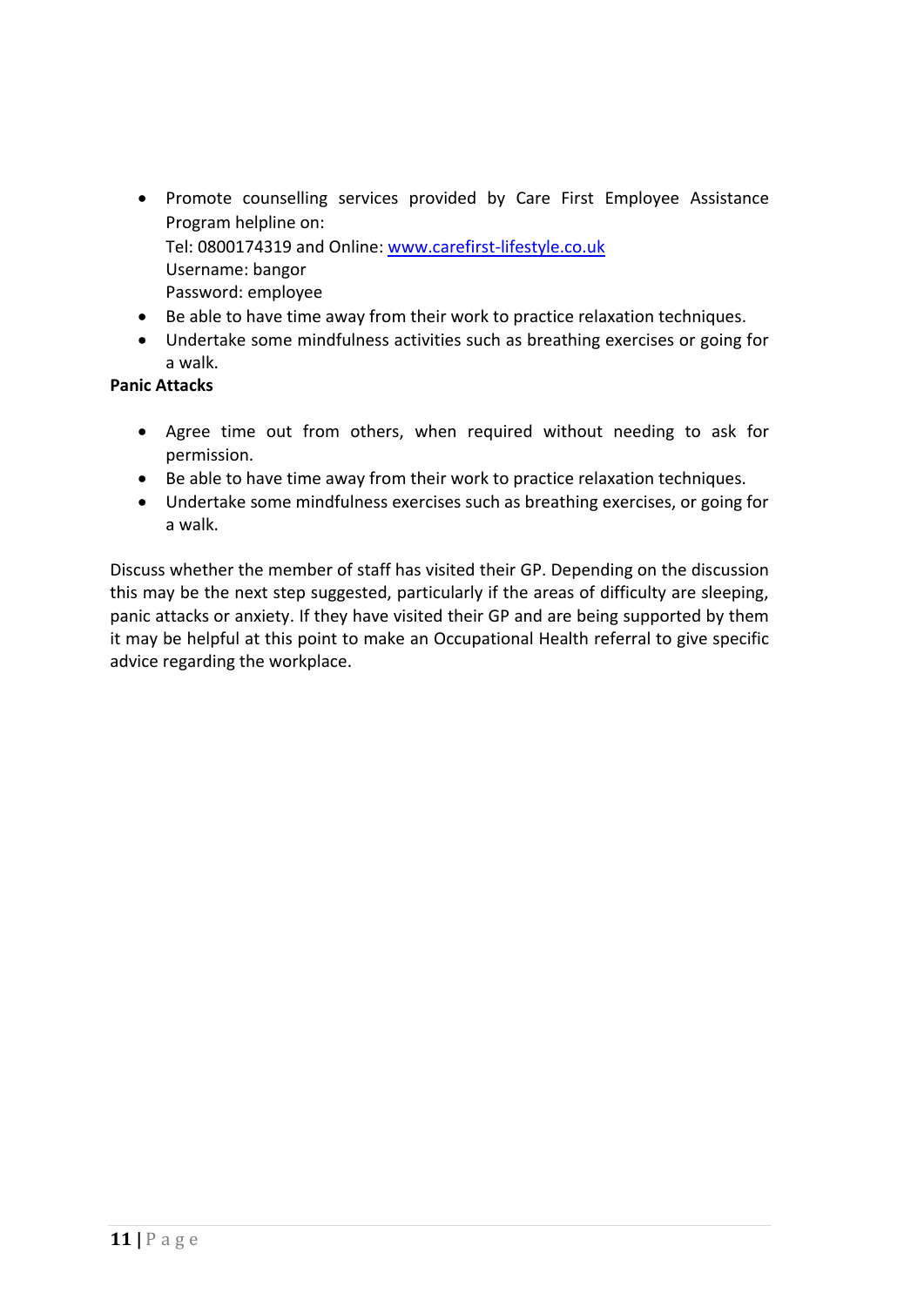- Promote counselling services provided by Care First Employee Assistance Program helpline on:
  Tel: 0800174319 and Online: [www.carefirst-lifestyle.co.uk](http://www.carefirst-lifestyle.co.uk)
  Username: bangor
  Password: employee
- Be able to have time away from their work to practice relaxation techniques.
- Undertake some mindfulness activities such as breathing exercises or going for a walk.

**Panic Attacks**

- Agree time out from others, when required without needing to ask for permission.
- Be able to have time away from their work to practice relaxation techniques.
- Undertake some mindfulness exercises such as breathing exercises, or going for a walk.

Discuss whether the member of staff has visited their GP. Depending on the discussion this may be the next step suggested, particularly if the areas of difficulty are sleeping, panic attacks or anxiety. If they have visited their GP and are being supported by them it may be helpful at this point to make an Occupational Health referral to give specific advice regarding the workplace.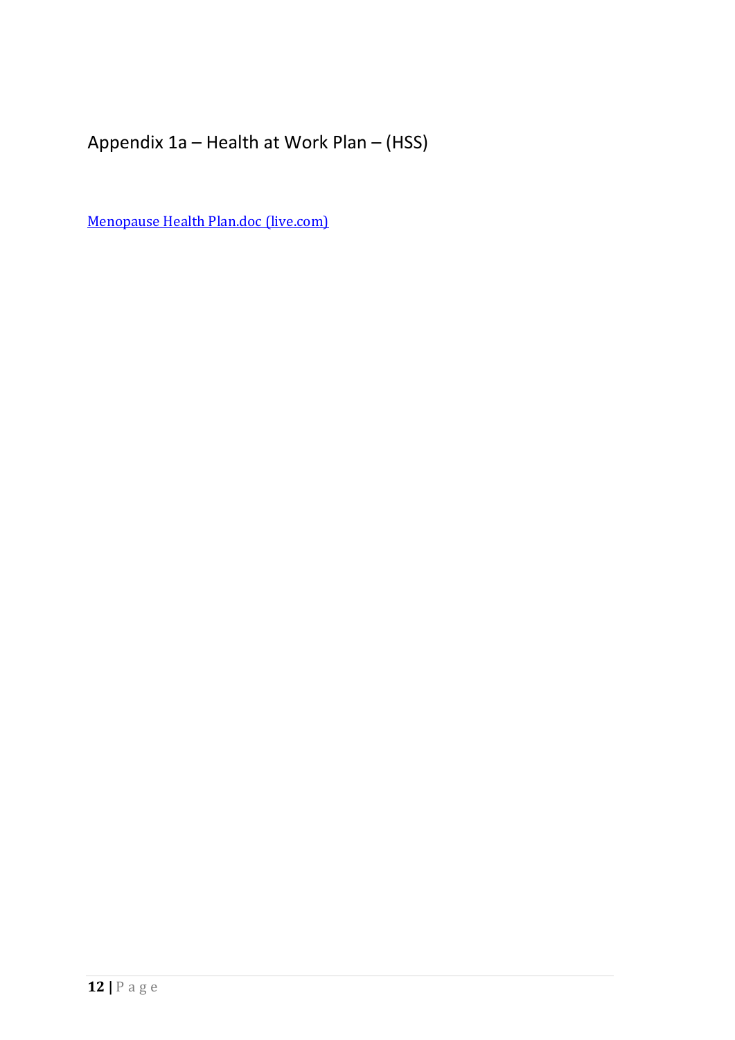# Appendix 1a – Health at Work Plan – (HSS)

[Menopause Health Plan.doc (live.com)]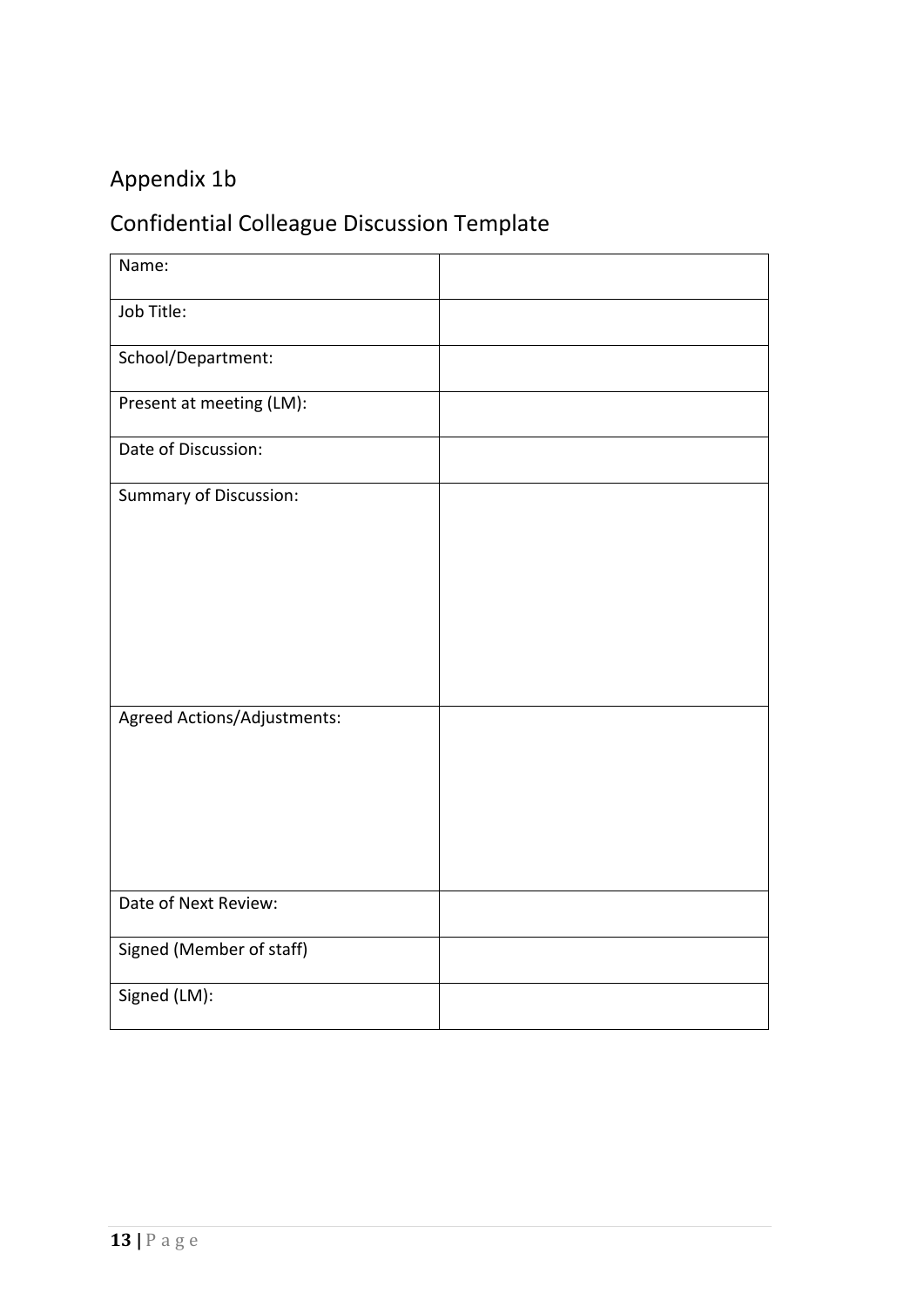## Appendix 1b

## Confidential Colleague Discussion Template

| | |
|---|---|
| Name: | |
| Job Title: | |
| School/Department: | |
| Present at meeting (LM): | |
| Date of Discussion: | |
| Summary of Discussion: | |
| Agreed Actions/Adjustments: | |
| Date of Next Review: | |
| Signed (Member of staff) | |
| Signed (LM): | |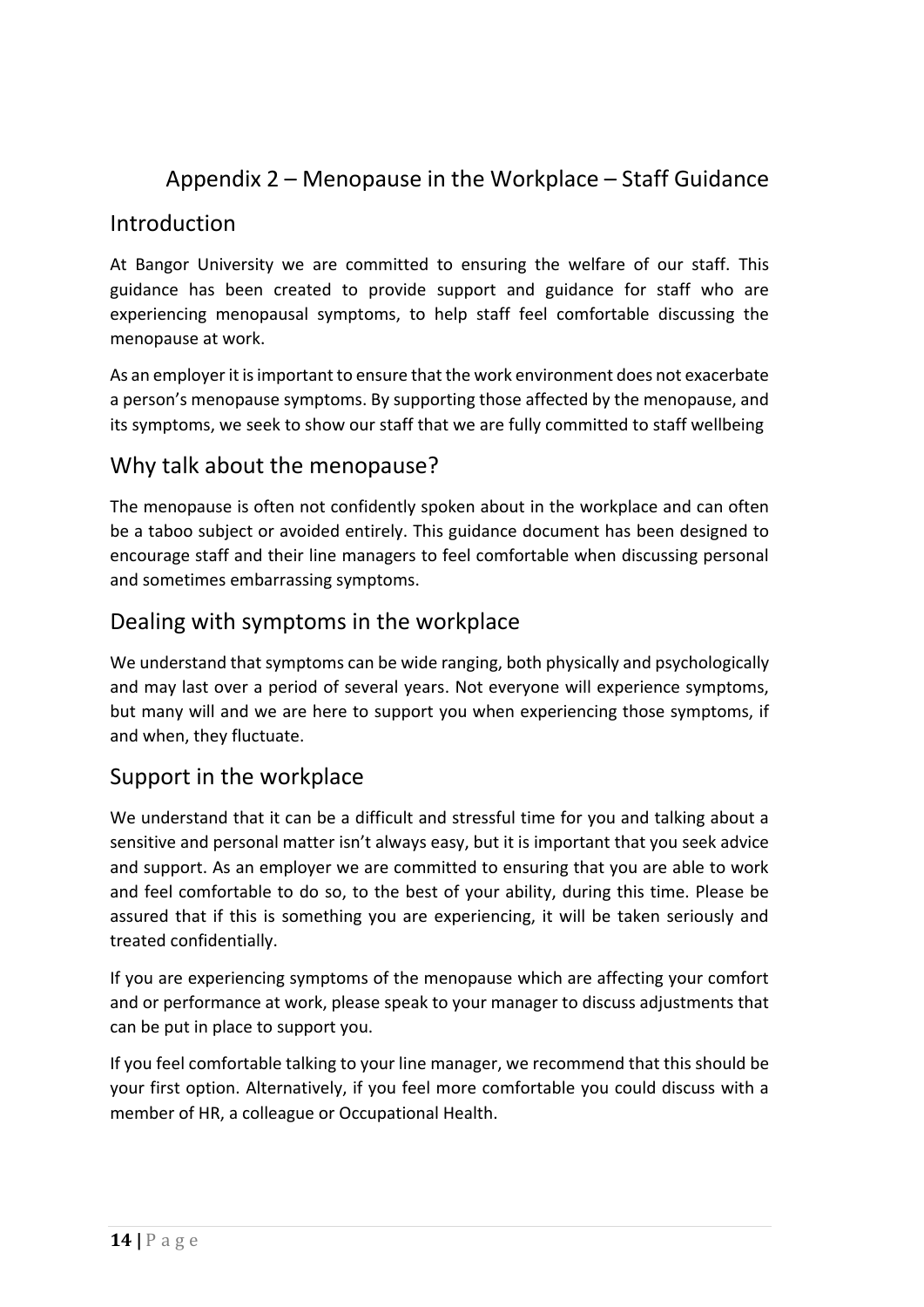# Appendix 2 – Menopause in the Workplace – Staff Guidance

## Introduction

At Bangor University we are committed to ensuring the welfare of our staff. This guidance has been created to provide support and guidance for staff who are experiencing menopausal symptoms, to help staff feel comfortable discussing the menopause at work.

As an employer it is important to ensure that the work environment does not exacerbate a person's menopause symptoms. By supporting those affected by the menopause, and its symptoms, we seek to show our staff that we are fully committed to staff wellbeing

## Why talk about the menopause?

The menopause is often not confidently spoken about in the workplace and can often be a taboo subject or avoided entirely. This guidance document has been designed to encourage staff and their line managers to feel comfortable when discussing personal and sometimes embarrassing symptoms.

## Dealing with symptoms in the workplace

We understand that symptoms can be wide ranging, both physically and psychologically and may last over a period of several years. Not everyone will experience symptoms, but many will and we are here to support you when experiencing those symptoms, if and when, they fluctuate.

## Support in the workplace

We understand that it can be a difficult and stressful time for you and talking about a sensitive and personal matter isn't always easy, but it is important that you seek advice and support. As an employer we are committed to ensuring that you are able to work and feel comfortable to do so, to the best of your ability, during this time. Please be assured that if this is something you are experiencing, it will be taken seriously and treated confidentially.

If you are experiencing symptoms of the menopause which are affecting your comfort and or performance at work, please speak to your manager to discuss adjustments that can be put in place to support you.

If you feel comfortable talking to your line manager, we recommend that this should be your first option. Alternatively, if you feel more comfortable you could discuss with a member of HR, a colleague or Occupational Health.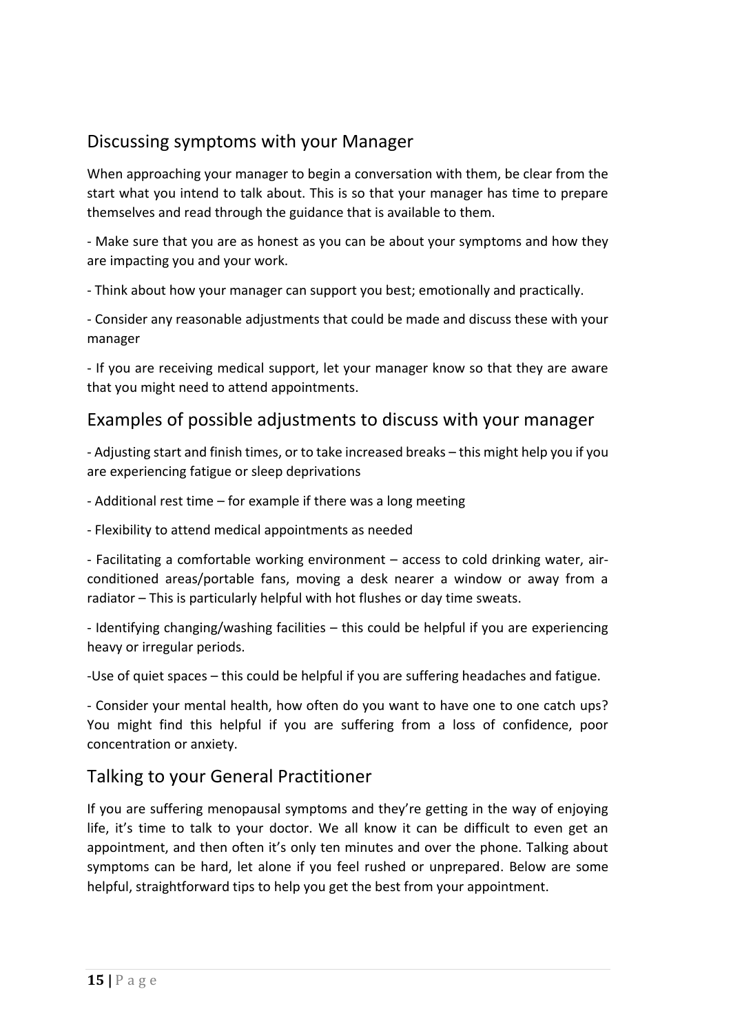## Discussing symptoms with your Manager

When approaching your manager to begin a conversation with them, be clear from the start what you intend to talk about. This is so that your manager has time to prepare themselves and read through the guidance that is available to them.

- Make sure that you are as honest as you can be about your symptoms and how they are impacting you and your work.

- Think about how your manager can support you best; emotionally and practically.

- Consider any reasonable adjustments that could be made and discuss these with your manager

- If you are receiving medical support, let your manager know so that they are aware that you might need to attend appointments.

## Examples of possible adjustments to discuss with your manager

- Adjusting start and finish times, or to take increased breaks – this might help you if you are experiencing fatigue or sleep deprivations

- Additional rest time – for example if there was a long meeting

- Flexibility to attend medical appointments as needed

- Facilitating a comfortable working environment – access to cold drinking water, air-conditioned areas/portable fans, moving a desk nearer a window or away from a radiator – This is particularly helpful with hot flushes or day time sweats.

- Identifying changing/washing facilities – this could be helpful if you are experiencing heavy or irregular periods.

-Use of quiet spaces – this could be helpful if you are suffering headaches and fatigue.

- Consider your mental health, how often do you want to have one to one catch ups? You might find this helpful if you are suffering from a loss of confidence, poor concentration or anxiety.

## Talking to your General Practitioner

If you are suffering menopausal symptoms and they're getting in the way of enjoying life, it's time to talk to your doctor. We all know it can be difficult to even get an appointment, and then often it's only ten minutes and over the phone. Talking about symptoms can be hard, let alone if you feel rushed or unprepared. Below are some helpful, straightforward tips to help you get the best from your appointment.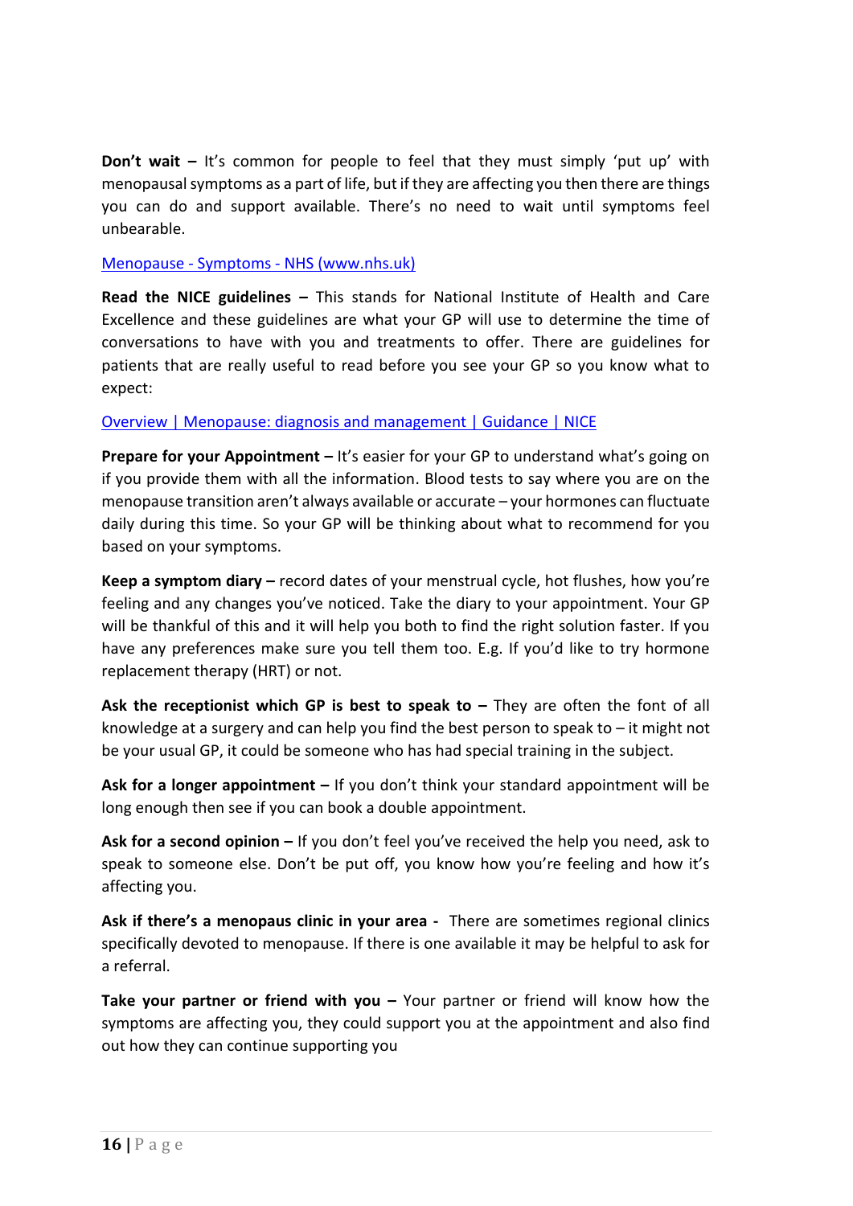**Don't wait –** It's common for people to feel that they must simply 'put up' with menopausal symptoms as a part of life, but if they are affecting you then there are things you can do and support available. There's no need to wait until symptoms feel unbearable.

Menopause - Symptoms - NHS (www.nhs.uk)

**Read the NICE guidelines –** This stands for National Institute of Health and Care Excellence and these guidelines are what your GP will use to determine the time of conversations to have with you and treatments to offer. There are guidelines for patients that are really useful to read before you see your GP so you know what to expect:

Overview | Menopause: diagnosis and management | Guidance | NICE

**Prepare for your Appointment –** It's easier for your GP to understand what's going on if you provide them with all the information. Blood tests to say where you are on the menopause transition aren't always available or accurate – your hormones can fluctuate daily during this time. So your GP will be thinking about what to recommend for you based on your symptoms.

**Keep a symptom diary –** record dates of your menstrual cycle, hot flushes, how you're feeling and any changes you've noticed. Take the diary to your appointment. Your GP will be thankful of this and it will help you both to find the right solution faster. If you have any preferences make sure you tell them too. E.g. If you'd like to try hormone replacement therapy (HRT) or not.

**Ask the receptionist which GP is best to speak to –** They are often the font of all knowledge at a surgery and can help you find the best person to speak to – it might not be your usual GP, it could be someone who has had special training in the subject.

**Ask for a longer appointment –** If you don't think your standard appointment will be long enough then see if you can book a double appointment.

**Ask for a second opinion –** If you don't feel you've received the help you need, ask to speak to someone else. Don't be put off, you know how you're feeling and how it's affecting you.

**Ask if there's a menopaus clinic in your area -** There are sometimes regional clinics specifically devoted to menopause. If there is one available it may be helpful to ask for a referral.

**Take your partner or friend with you –** Your partner or friend will know how the symptoms are affecting you, they could support you at the appointment and also find out how they can continue supporting you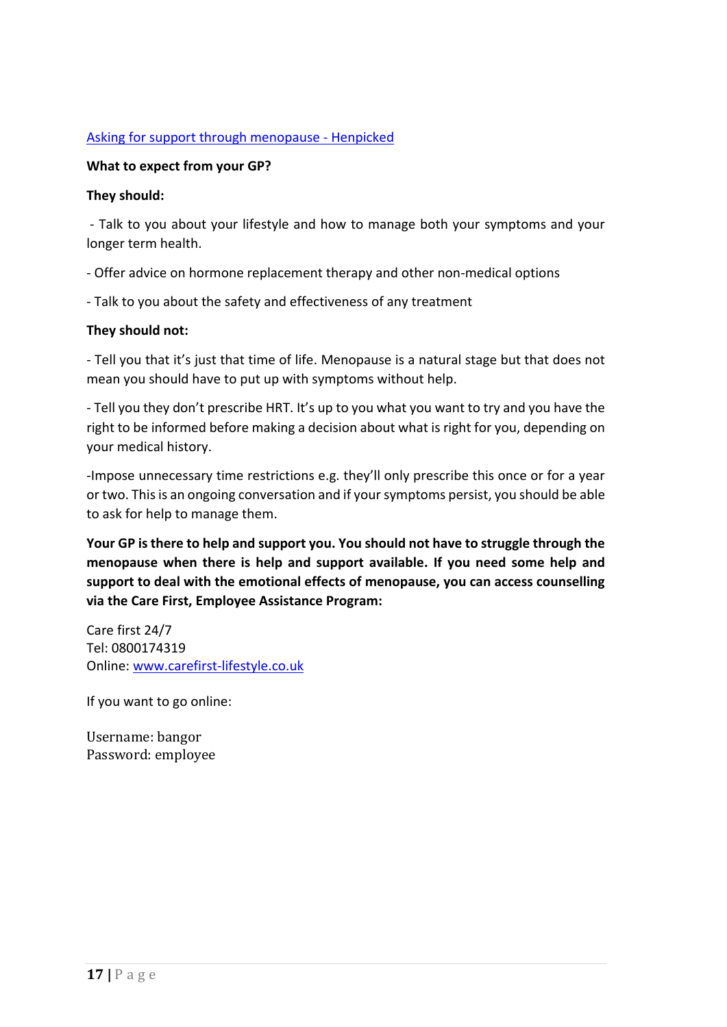[Asking for support through menopause - Henpicked](Asking for support through menopause - Henpicked)

**What to expect from your GP?**

**They should:**

- Talk to you about your lifestyle and how to manage both your symptoms and your longer term health.

- Offer advice on hormone replacement therapy and other non-medical options

- Talk to you about the safety and effectiveness of any treatment

**They should not:**

- Tell you that it's just that time of life. Menopause is a natural stage but that does not mean you should have to put up with symptoms without help.

- Tell you they don't prescribe HRT. It's up to you what you want to try and you have the right to be informed before making a decision about what is right for you, depending on your medical history.

-Impose unnecessary time restrictions e.g. they'll only prescribe this once or for a year or two. This is an ongoing conversation and if your symptoms persist, you should be able to ask for help to manage them.

**Your GP is there to help and support you. You should not have to struggle through the menopause when there is help and support available. If you need some help and support to deal with the emotional effects of menopause, you can access counselling via the Care First, Employee Assistance Program:**

Care first 24/7
Tel: 0800174319
Online: [www.carefirst-lifestyle.co.uk](www.carefirst-lifestyle.co.uk)

If you want to go online:

Username: bangor
Password: employee